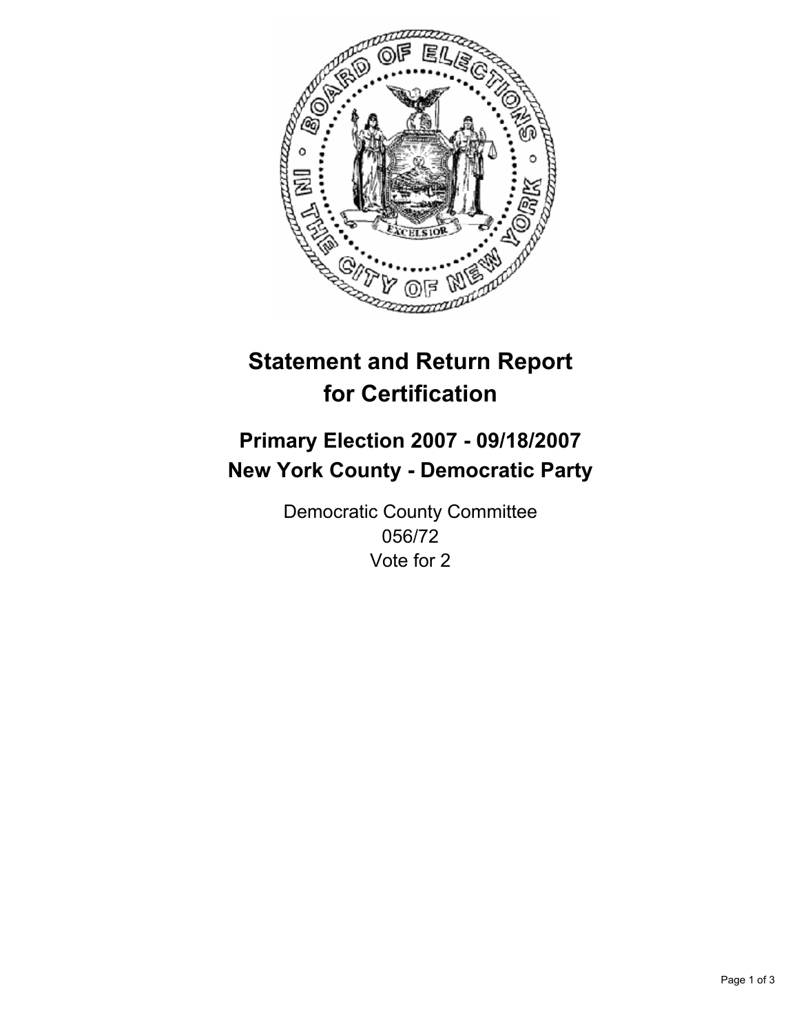# Statement and Return Report for Certification

## Primary Election 2007 - 09/18/2007
## New York County - Democratic Party

Democratic County Committee
056/72
Vote for 2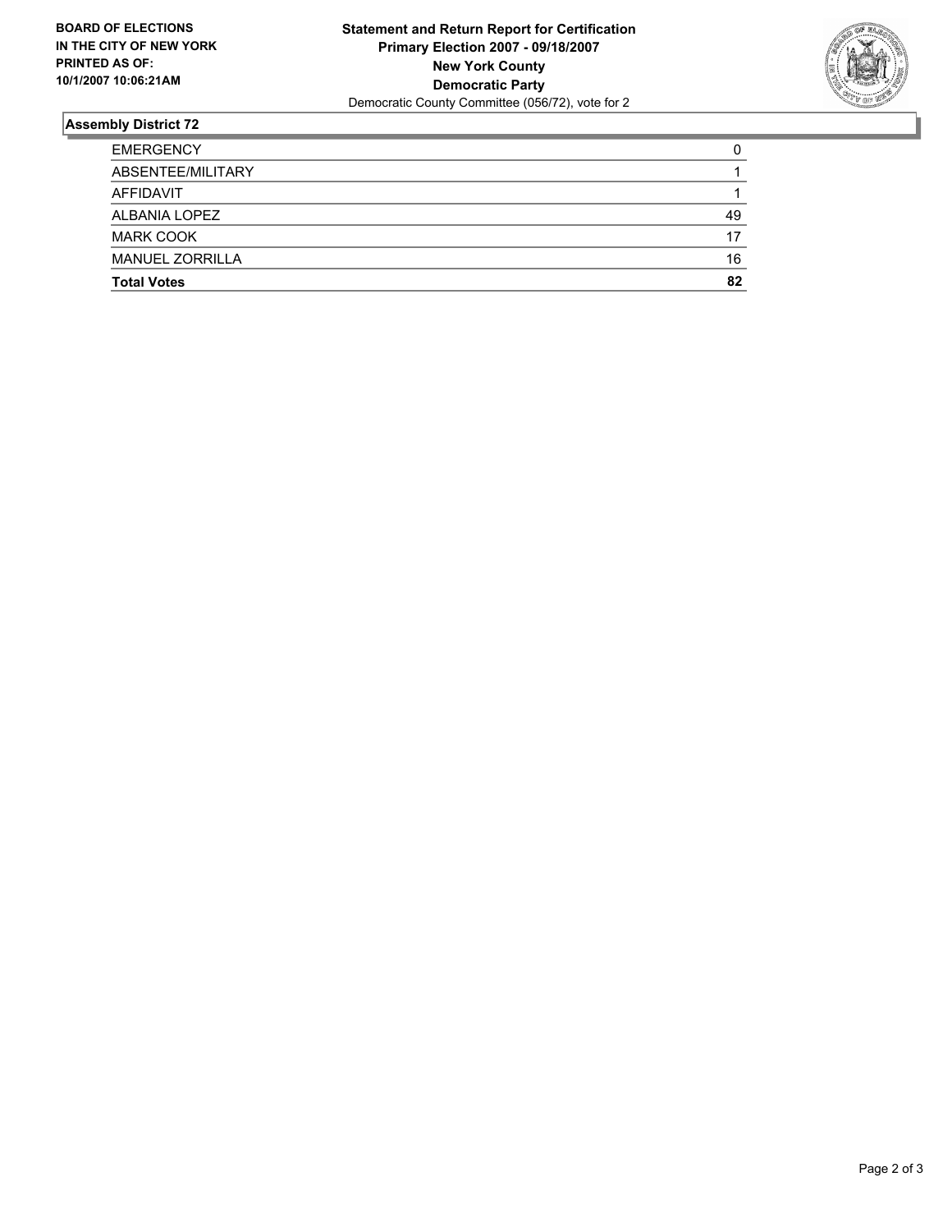**BOARD OF ELECTIONS IN THE CITY OF NEW YORK PRINTED AS OF: 10/1/2007 10:06:21AM**

**Statement and Return Report for Certification**
**Primary Election 2007 - 09/18/2007**
**New York County**
**Democratic Party**
Democratic County Committee (056/72), vote for 2

## Assembly District 72

| | |
|---|---|
| EMERGENCY | 0 |
| ABSENTEE/MILITARY | 1 |
| AFFIDAVIT | 1 |
| ALBANIA LOPEZ | 49 |
| MARK COOK | 17 |
| MANUEL ZORRILLA | 16 |
| **Total Votes** | **82** |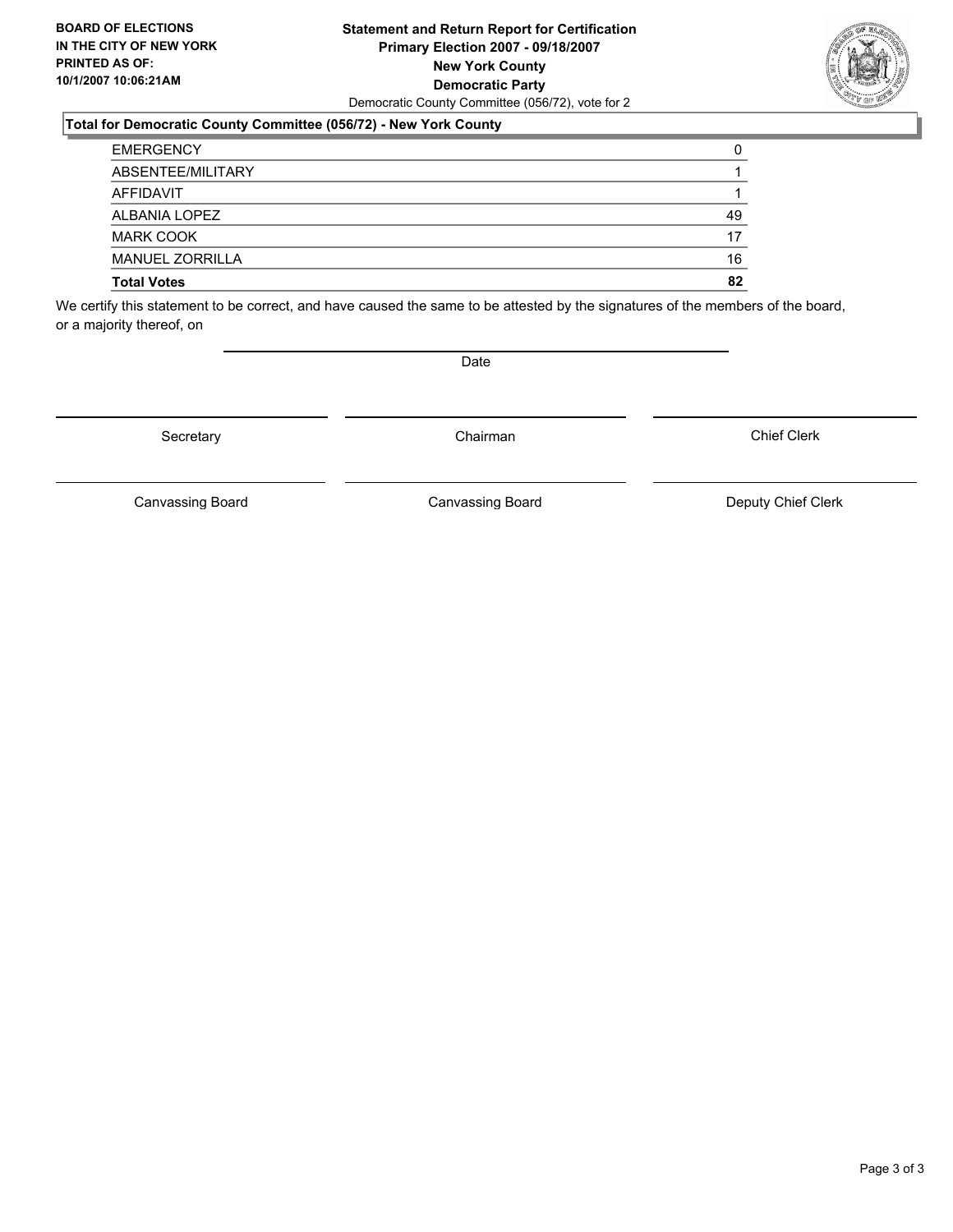**BOARD OF ELECTIONS IN THE CITY OF NEW YORK PRINTED AS OF: 10/1/2007 10:06:21AM**

**Statement and Return Report for Certification**
**Primary Election 2007 - 09/18/2007**
**New York County**
**Democratic Party**
Democratic County Committee (056/72), vote for 2

### Total for Democratic County Committee (056/72) - New York County

| | |
|---|---|
| EMERGENCY | 0 |
| ABSENTEE/MILITARY | 1 |
| AFFIDAVIT | 1 |
| ALBANIA LOPEZ | 49 |
| MARK COOK | 17 |
| MANUEL ZORRILLA | 16 |
| **Total Votes** | **82** |

We certify this statement to be correct, and have caused the same to be attested by the signatures of the members of the board, or a majority thereof, on

Date

Secretary

Chairman

Chief Clerk

Canvassing Board

Canvassing Board

Deputy Chief Clerk